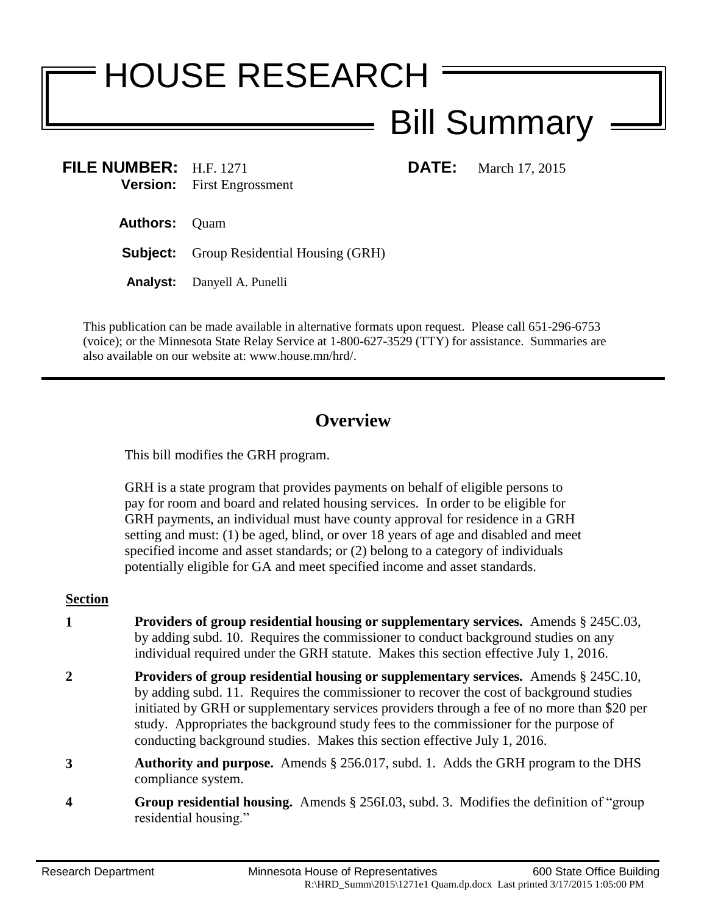# HOUSE RESEARCH

## Bill Summary

**FILE NUMBER:** H.F. 1271
**Version:** First Engrossment

**DATE:** March 17, 2015

**Authors:** Quam

**Subject:** Group Residential Housing (GRH)

**Analyst:** Danyell A. Punelli

This publication can be made available in alternative formats upon request. Please call 651-296-6753 (voice); or the Minnesota State Relay Service at 1-800-627-3529 (TTY) for assistance. Summaries are also available on our website at: www.house.mn/hrd/.

---

## Overview

This bill modifies the GRH program.

GRH is a state program that provides payments on behalf of eligible persons to pay for room and board and related housing services. In order to be eligible for GRH payments, an individual must have county approval for residence in a GRH setting and must: (1) be aged, blind, or over 18 years of age and disabled and meet specified income and asset standards; or (2) belong to a category of individuals potentially eligible for GA and meet specified income and asset standards.

| Section | |
|---|---|
| **1** | **Providers of group residential housing or supplementary services.** Amends § 245C.03, by adding subd. 10. Requires the commissioner to conduct background studies on any individual required under the GRH statute. Makes this section effective July 1, 2016. |
| **2** | **Providers of group residential housing or supplementary services.** Amends § 245C.10, by adding subd. 11. Requires the commissioner to recover the cost of background studies initiated by GRH or supplementary services providers through a fee of no more than $20 per study. Appropriates the background study fees to the commissioner for the purpose of conducting background studies. Makes this section effective July 1, 2016. |
| **3** | **Authority and purpose.** Amends § 256.017, subd. 1. Adds the GRH program to the DHS compliance system. |
| **4** | **Group residential housing.** Amends § 256I.03, subd. 3. Modifies the definition of "group residential housing." |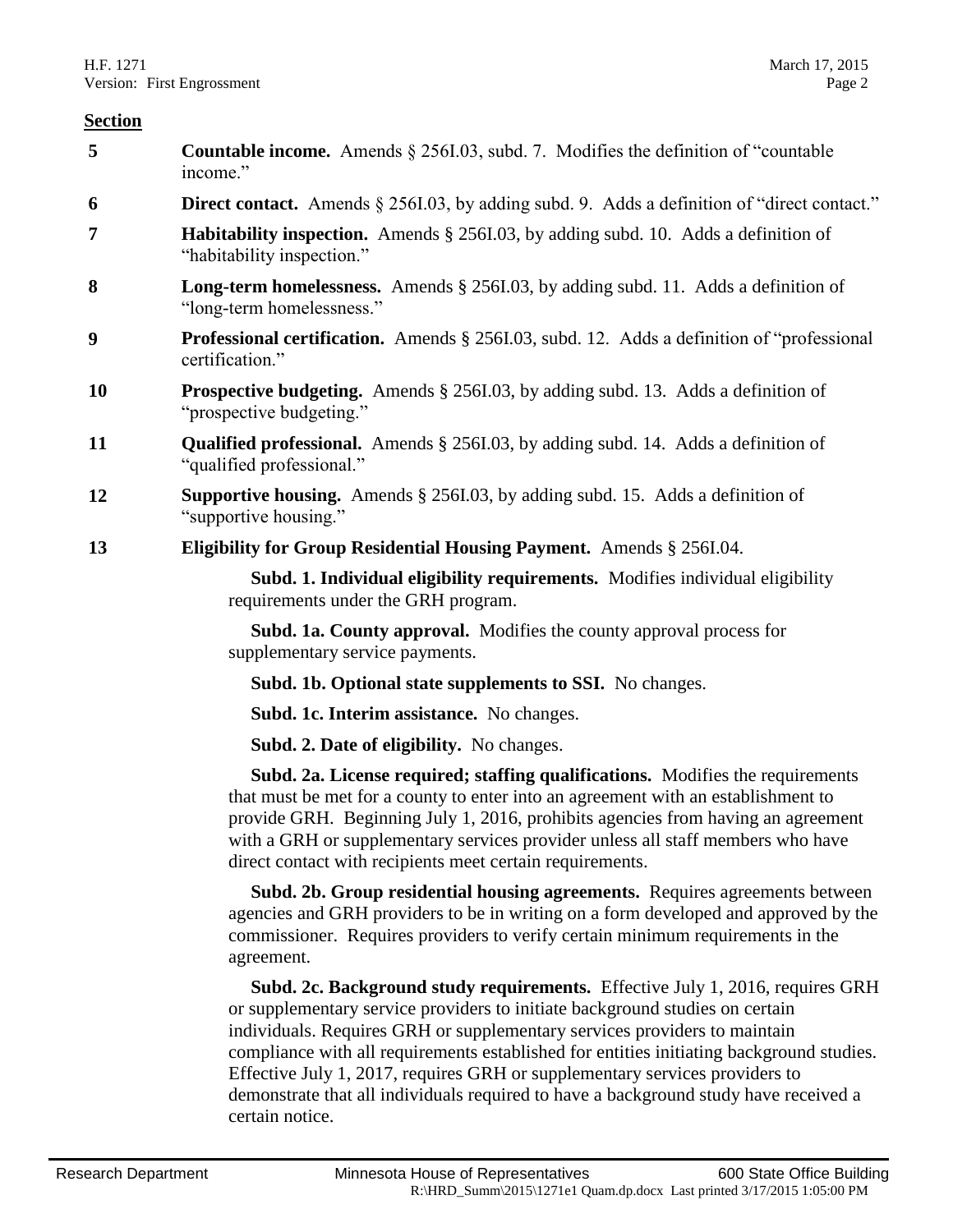**Section**

**5** **Countable income.** Amends § 256I.03, subd. 7. Modifies the definition of "countable income."

**6** **Direct contact.** Amends § 256I.03, by adding subd. 9. Adds a definition of "direct contact."

**7** **Habitability inspection.** Amends § 256I.03, by adding subd. 10. Adds a definition of "habitability inspection."

**8** **Long-term homelessness.** Amends § 256I.03, by adding subd. 11. Adds a definition of "long-term homelessness."

**9** **Professional certification.** Amends § 256I.03, subd. 12. Adds a definition of "professional certification."

**10** **Prospective budgeting.** Amends § 256I.03, by adding subd. 13. Adds a definition of "prospective budgeting."

**11** **Qualified professional.** Amends § 256I.03, by adding subd. 14. Adds a definition of "qualified professional."

**12** **Supportive housing.** Amends § 256I.03, by adding subd. 15. Adds a definition of "supportive housing."

**13** **Eligibility for Group Residential Housing Payment.** Amends § 256I.04.

**Subd. 1. Individual eligibility requirements.** Modifies individual eligibility requirements under the GRH program.

**Subd. 1a. County approval.** Modifies the county approval process for supplementary service payments.

**Subd. 1b. Optional state supplements to SSI.** No changes.

**Subd. 1c. Interim assistance.** No changes.

**Subd. 2. Date of eligibility.** No changes.

**Subd. 2a. License required; staffing qualifications.** Modifies the requirements that must be met for a county to enter into an agreement with an establishment to provide GRH. Beginning July 1, 2016, prohibits agencies from having an agreement with a GRH or supplementary services provider unless all staff members who have direct contact with recipients meet certain requirements.

**Subd. 2b. Group residential housing agreements.** Requires agreements between agencies and GRH providers to be in writing on a form developed and approved by the commissioner. Requires providers to verify certain minimum requirements in the agreement.

**Subd. 2c. Background study requirements.** Effective July 1, 2016, requires GRH or supplementary service providers to initiate background studies on certain individuals. Requires GRH or supplementary services providers to maintain compliance with all requirements established for entities initiating background studies. Effective July 1, 2017, requires GRH or supplementary services providers to demonstrate that all individuals required to have a background study have received a certain notice.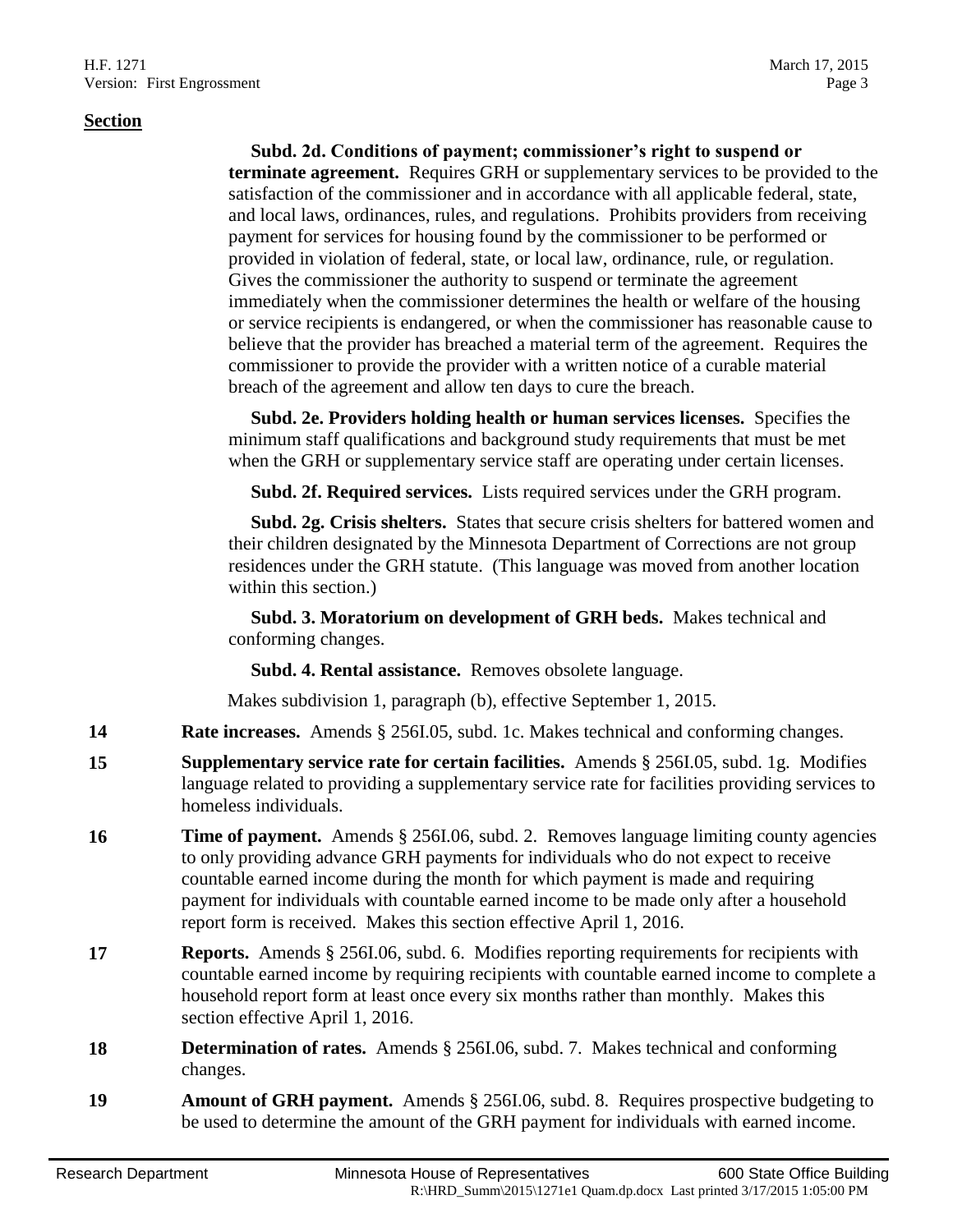**Section**

**Subd. 2d. Conditions of payment; commissioner's right to suspend or terminate agreement.** Requires GRH or supplementary services to be provided to the satisfaction of the commissioner and in accordance with all applicable federal, state, and local laws, ordinances, rules, and regulations. Prohibits providers from receiving payment for services for housing found by the commissioner to be performed or provided in violation of federal, state, or local law, ordinance, rule, or regulation. Gives the commissioner the authority to suspend or terminate the agreement immediately when the commissioner determines the health or welfare of the housing or service recipients is endangered, or when the commissioner has reasonable cause to believe that the provider has breached a material term of the agreement. Requires the commissioner to provide the provider with a written notice of a curable material breach of the agreement and allow ten days to cure the breach.

**Subd. 2e. Providers holding health or human services licenses.** Specifies the minimum staff qualifications and background study requirements that must be met when the GRH or supplementary service staff are operating under certain licenses.

**Subd. 2f. Required services.** Lists required services under the GRH program.

**Subd. 2g. Crisis shelters.** States that secure crisis shelters for battered women and their children designated by the Minnesota Department of Corrections are not group residences under the GRH statute. (This language was moved from another location within this section.)

**Subd. 3. Moratorium on development of GRH beds.** Makes technical and conforming changes.

**Subd. 4. Rental assistance.** Removes obsolete language.

Makes subdivision 1, paragraph (b), effective September 1, 2015.

**14** **Rate increases.** Amends § 256I.05, subd. 1c. Makes technical and conforming changes.

**15** **Supplementary service rate for certain facilities.** Amends § 256I.05, subd. 1g. Modifies language related to providing a supplementary service rate for facilities providing services to homeless individuals.

**16** **Time of payment.** Amends § 256I.06, subd. 2. Removes language limiting county agencies to only providing advance GRH payments for individuals who do not expect to receive countable earned income during the month for which payment is made and requiring payment for individuals with countable earned income to be made only after a household report form is received. Makes this section effective April 1, 2016.

**17** **Reports.** Amends § 256I.06, subd. 6. Modifies reporting requirements for recipients with countable earned income by requiring recipients with countable earned income to complete a household report form at least once every six months rather than monthly. Makes this section effective April 1, 2016.

**18** **Determination of rates.** Amends § 256I.06, subd. 7. Makes technical and conforming changes.

**19** **Amount of GRH payment.** Amends § 256I.06, subd. 8. Requires prospective budgeting to be used to determine the amount of the GRH payment for individuals with earned income.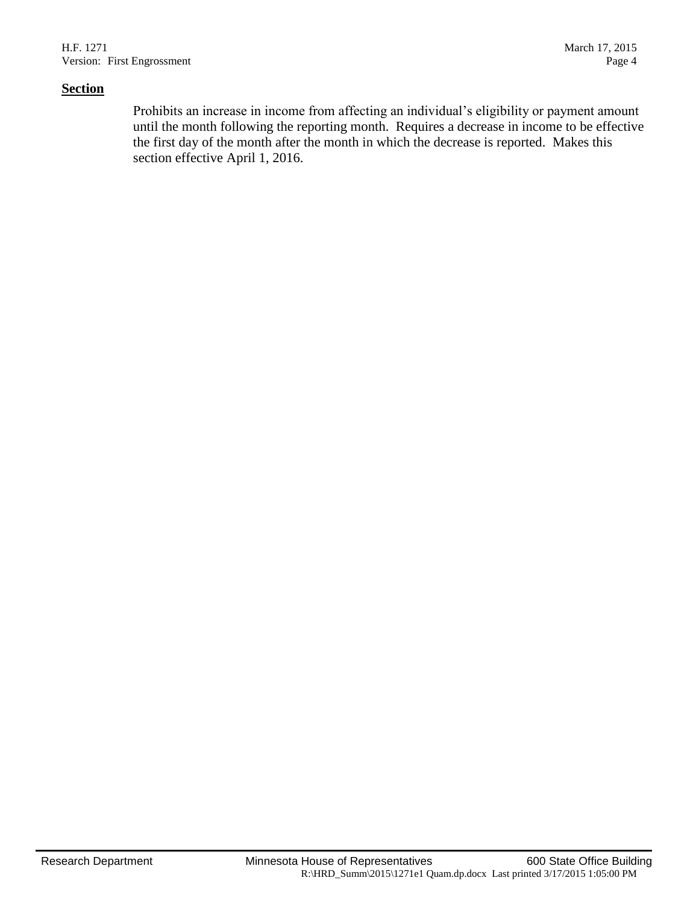**Section**

Prohibits an increase in income from affecting an individual's eligibility or payment amount until the month following the reporting month. Requires a decrease in income to be effective the first day of the month after the month in which the decrease is reported. Makes this section effective April 1, 2016.